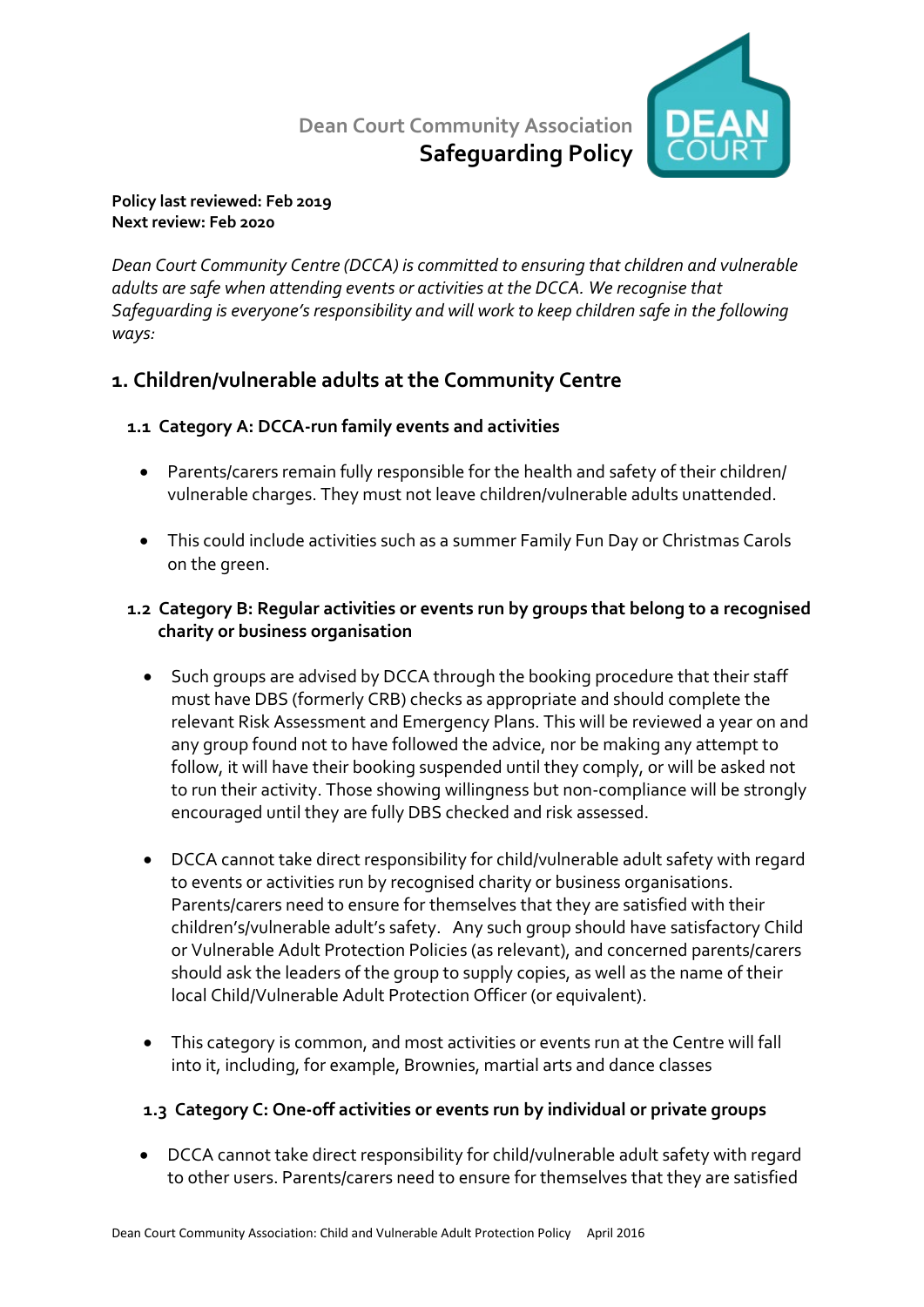Dean Court Community Association

# Safeguarding Policy

**Policy last reviewed: Feb 2019**
**Next review: Feb 2020**

*Dean Court Community Centre (DCCA) is committed to ensuring that children and vulnerable adults are safe when attending events or activities at the DCCA. We recognise that Safeguarding is everyone's responsibility and will work to keep children safe in the following ways:*

## 1. Children/vulnerable adults at the Community Centre

### 1.1 Category A: DCCA-run family events and activities

- Parents/carers remain fully responsible for the health and safety of their children/ vulnerable charges. They must not leave children/vulnerable adults unattended.
- This could include activities such as a summer Family Fun Day or Christmas Carols on the green.

### 1.2 Category B: Regular activities or events run by groups that belong to a recognised charity or business organisation

- Such groups are advised by DCCA through the booking procedure that their staff must have DBS (formerly CRB) checks as appropriate and should complete the relevant Risk Assessment and Emergency Plans. This will be reviewed a year on and any group found not to have followed the advice, nor be making any attempt to follow, it will have their booking suspended until they comply, or will be asked not to run their activity. Those showing willingness but non-compliance will be strongly encouraged until they are fully DBS checked and risk assessed.
- DCCA cannot take direct responsibility for child/vulnerable adult safety with regard to events or activities run by recognised charity or business organisations. Parents/carers need to ensure for themselves that they are satisfied with their children's/vulnerable adult's safety. Any such group should have satisfactory Child or Vulnerable Adult Protection Policies (as relevant), and concerned parents/carers should ask the leaders of the group to supply copies, as well as the name of their local Child/Vulnerable Adult Protection Officer (or equivalent).
- This category is common, and most activities or events run at the Centre will fall into it, including, for example, Brownies, martial arts and dance classes

### 1.3 Category C: One-off activities or events run by individual or private groups

- DCCA cannot take direct responsibility for child/vulnerable adult safety with regard to other users. Parents/carers need to ensure for themselves that they are satisfied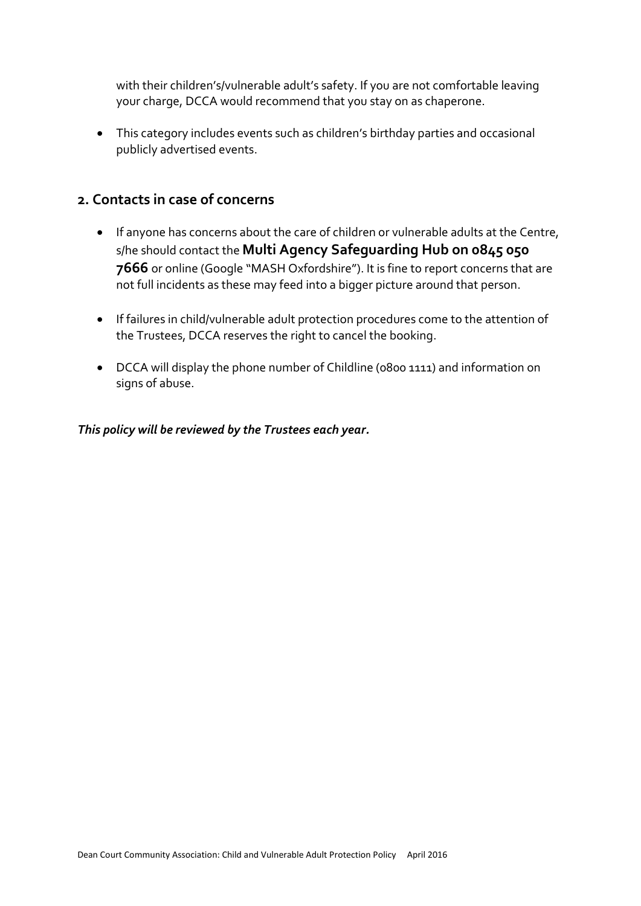with their children's/vulnerable adult's safety. If you are not comfortable leaving your charge, DCCA would recommend that you stay on as chaperone.

- This category includes events such as children's birthday parties and occasional publicly advertised events.

## 2. Contacts in case of concerns

- If anyone has concerns about the care of children or vulnerable adults at the Centre, s/he should contact the **Multi Agency Safeguarding Hub on 0845 050 7666** or online (Google "MASH Oxfordshire"). It is fine to report concerns that are not full incidents as these may feed into a bigger picture around that person.

- If failures in child/vulnerable adult protection procedures come to the attention of the Trustees, DCCA reserves the right to cancel the booking.

- DCCA will display the phone number of Childline (0800 1111) and information on signs of abuse.

***This policy will be reviewed by the Trustees each year.***